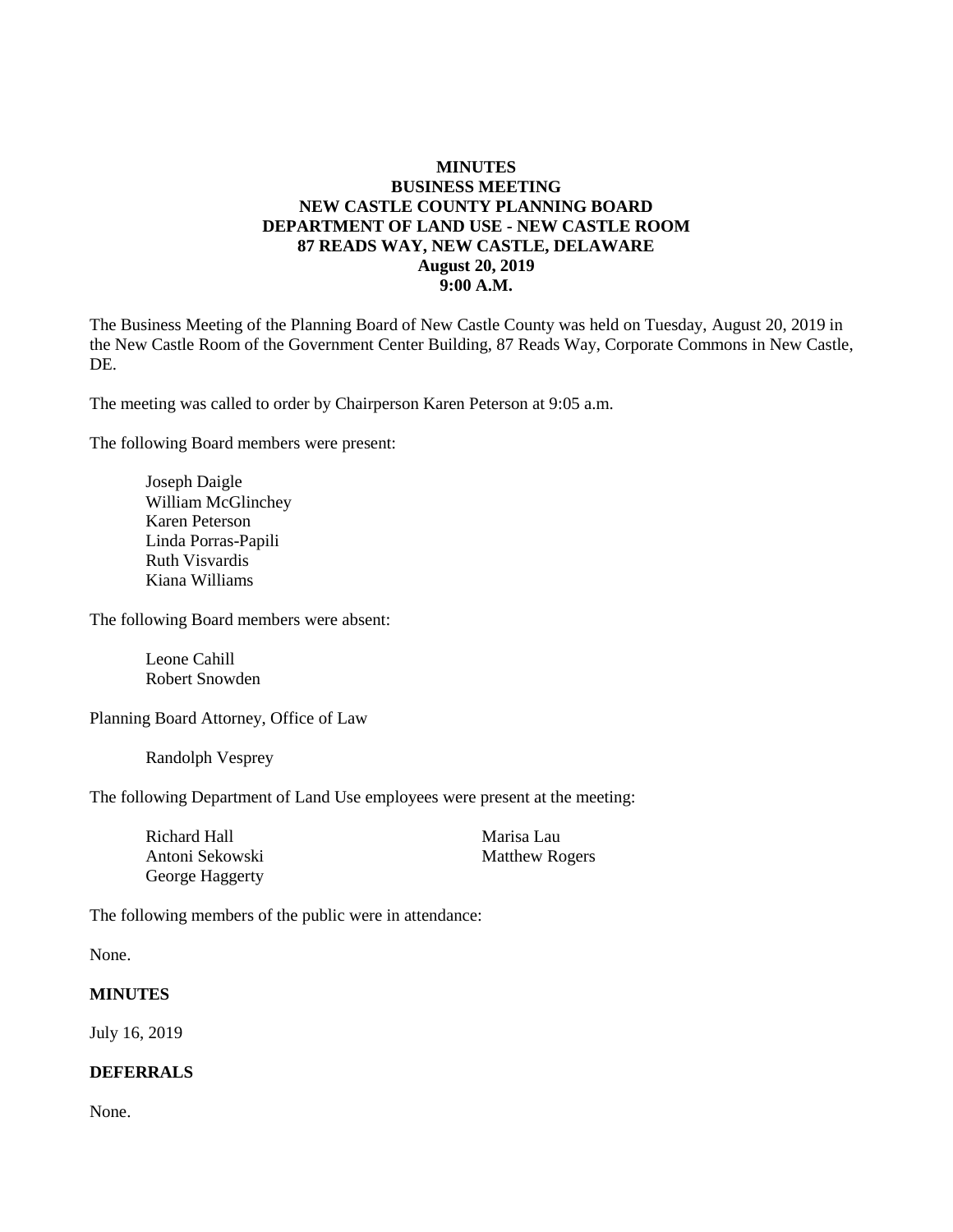**MINUTES**
**BUSINESS MEETING**
**NEW CASTLE COUNTY PLANNING BOARD**
**DEPARTMENT OF LAND USE - NEW CASTLE ROOM**
**87 READS WAY, NEW CASTLE, DELAWARE**
**August 20, 2019**
**9:00 A.M.**

The Business Meeting of the Planning Board of New Castle County was held on Tuesday, August 20, 2019 in the New Castle Room of the Government Center Building, 87 Reads Way, Corporate Commons in New Castle, DE.

The meeting was called to order by Chairperson Karen Peterson at 9:05 a.m.

The following Board members were present:

Joseph Daigle
William McGlinchey
Karen Peterson
Linda Porras-Papili
Ruth Visvardis
Kiana Williams

The following Board members were absent:

Leone Cahill
Robert Snowden

Planning Board Attorney, Office of Law

Randolph Vesprey

The following Department of Land Use employees were present at the meeting:

Richard Hall
Antoni Sekowski
George Haggerty
Marisa Lau
Matthew Rogers

The following members of the public were in attendance:

None.

**MINUTES**

July 16, 2019

**DEFERRALS**

None.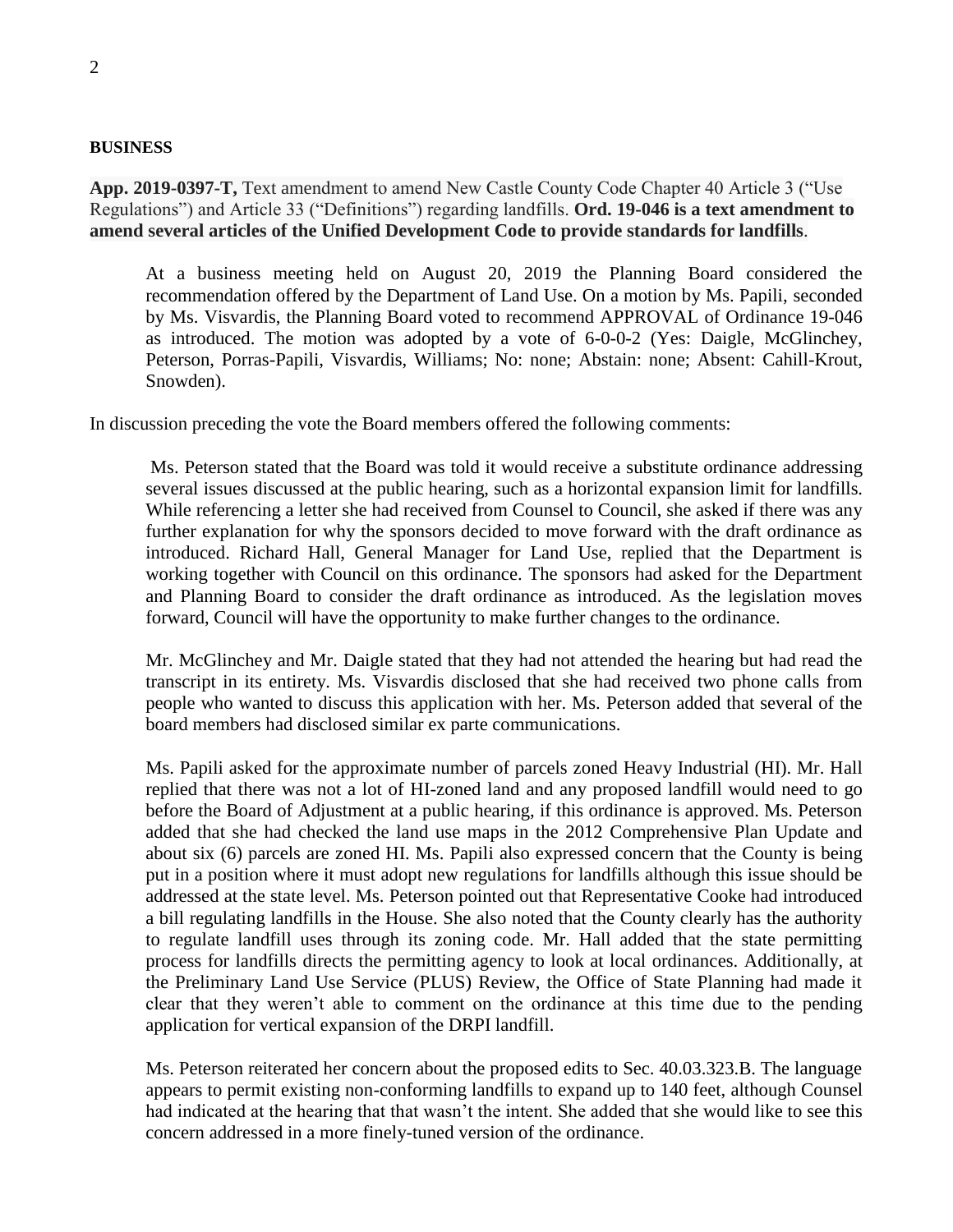**BUSINESS**

**App. 2019-0397-T,** Text amendment to amend New Castle County Code Chapter 40 Article 3 ("Use Regulations") and Article 33 ("Definitions") regarding landfills. **Ord. 19-046 is a text amendment to amend several articles of the Unified Development Code to provide standards for landfills**.

> At a business meeting held on August 20, 2019 the Planning Board considered the recommendation offered by the Department of Land Use. On a motion by Ms. Papili, seconded by Ms. Visvardis, the Planning Board voted to recommend APPROVAL of Ordinance 19-046 as introduced. The motion was adopted by a vote of 6-0-0-2 (Yes: Daigle, McGlinchey, Peterson, Porras-Papili, Visvardis, Williams; No: none; Abstain: none; Absent: Cahill-Krout, Snowden).

In discussion preceding the vote the Board members offered the following comments:

> Ms. Peterson stated that the Board was told it would receive a substitute ordinance addressing several issues discussed at the public hearing, such as a horizontal expansion limit for landfills. While referencing a letter she had received from Counsel to Council, she asked if there was any further explanation for why the sponsors decided to move forward with the draft ordinance as introduced. Richard Hall, General Manager for Land Use, replied that the Department is working together with Council on this ordinance. The sponsors had asked for the Department and Planning Board to consider the draft ordinance as introduced. As the legislation moves forward, Council will have the opportunity to make further changes to the ordinance.
>
> Mr. McGlinchey and Mr. Daigle stated that they had not attended the hearing but had read the transcript in its entirety. Ms. Visvardis disclosed that she had received two phone calls from people who wanted to discuss this application with her. Ms. Peterson added that several of the board members had disclosed similar ex parte communications.
>
> Ms. Papili asked for the approximate number of parcels zoned Heavy Industrial (HI). Mr. Hall replied that there was not a lot of HI-zoned land and any proposed landfill would need to go before the Board of Adjustment at a public hearing, if this ordinance is approved. Ms. Peterson added that she had checked the land use maps in the 2012 Comprehensive Plan Update and about six (6) parcels are zoned HI. Ms. Papili also expressed concern that the County is being put in a position where it must adopt new regulations for landfills although this issue should be addressed at the state level. Ms. Peterson pointed out that Representative Cooke had introduced a bill regulating landfills in the House. She also noted that the County clearly has the authority to regulate landfill uses through its zoning code. Mr. Hall added that the state permitting process for landfills directs the permitting agency to look at local ordinances. Additionally, at the Preliminary Land Use Service (PLUS) Review, the Office of State Planning had made it clear that they weren't able to comment on the ordinance at this time due to the pending application for vertical expansion of the DRPI landfill.
>
> Ms. Peterson reiterated her concern about the proposed edits to Sec. 40.03.323.B. The language appears to permit existing non-conforming landfills to expand up to 140 feet, although Counsel had indicated at the hearing that that wasn't the intent. She added that she would like to see this concern addressed in a more finely-tuned version of the ordinance.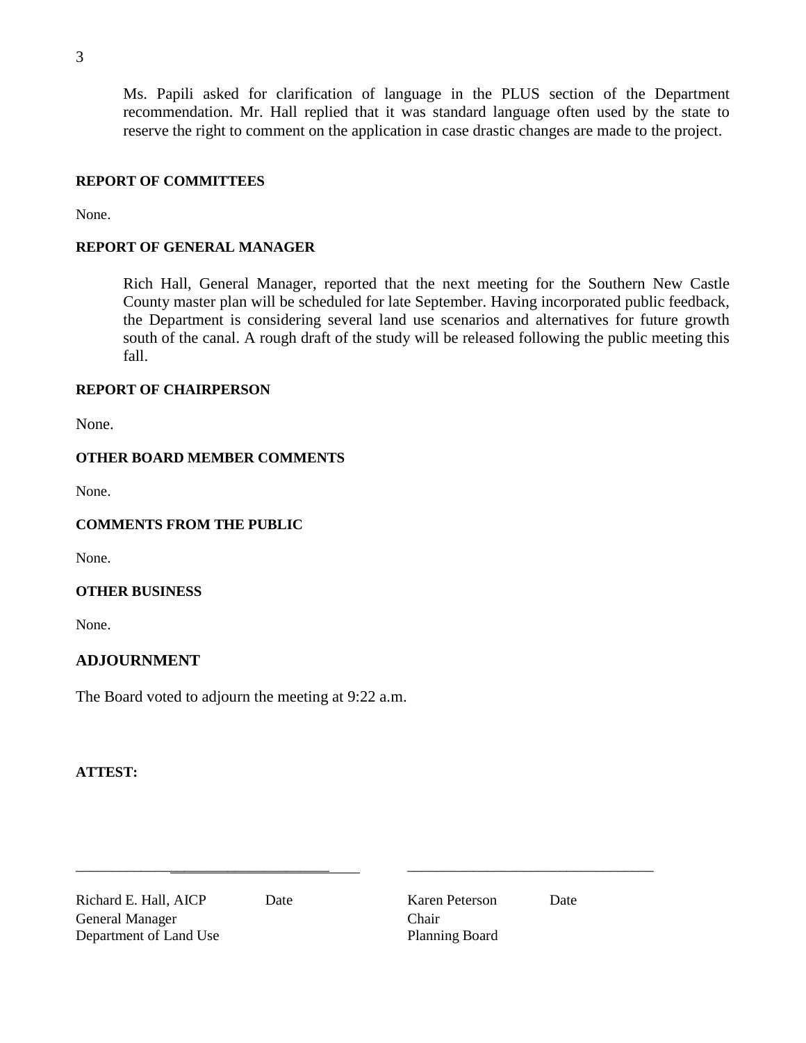Ms. Papili asked for clarification of language in the PLUS section of the Department recommendation. Mr. Hall replied that it was standard language often used by the state to reserve the right to comment on the application in case drastic changes are made to the project.

**REPORT OF COMMITTEES**

None.

**REPORT OF GENERAL MANAGER**

Rich Hall, General Manager, reported that the next meeting for the Southern New Castle County master plan will be scheduled for late September. Having incorporated public feedback, the Department is considering several land use scenarios and alternatives for future growth south of the canal. A rough draft of the study will be released following the public meeting this fall.

**REPORT OF CHAIRPERSON**

None.

**OTHER BOARD MEMBER COMMENTS**

None.

**COMMENTS FROM THE PUBLIC**

None.

**OTHER BUSINESS**

None.

**ADJOURNMENT**

The Board voted to adjourn the meeting at 9:22 a.m.

**ATTEST:**

______________________________________ &nbsp;&nbsp;&nbsp;&nbsp; ______________________________________

Richard E. Hall, AICP &nbsp;&nbsp;&nbsp; Date
General Manager
Department of Land Use

Karen Peterson &nbsp;&nbsp;&nbsp; Date
Chair
Planning Board